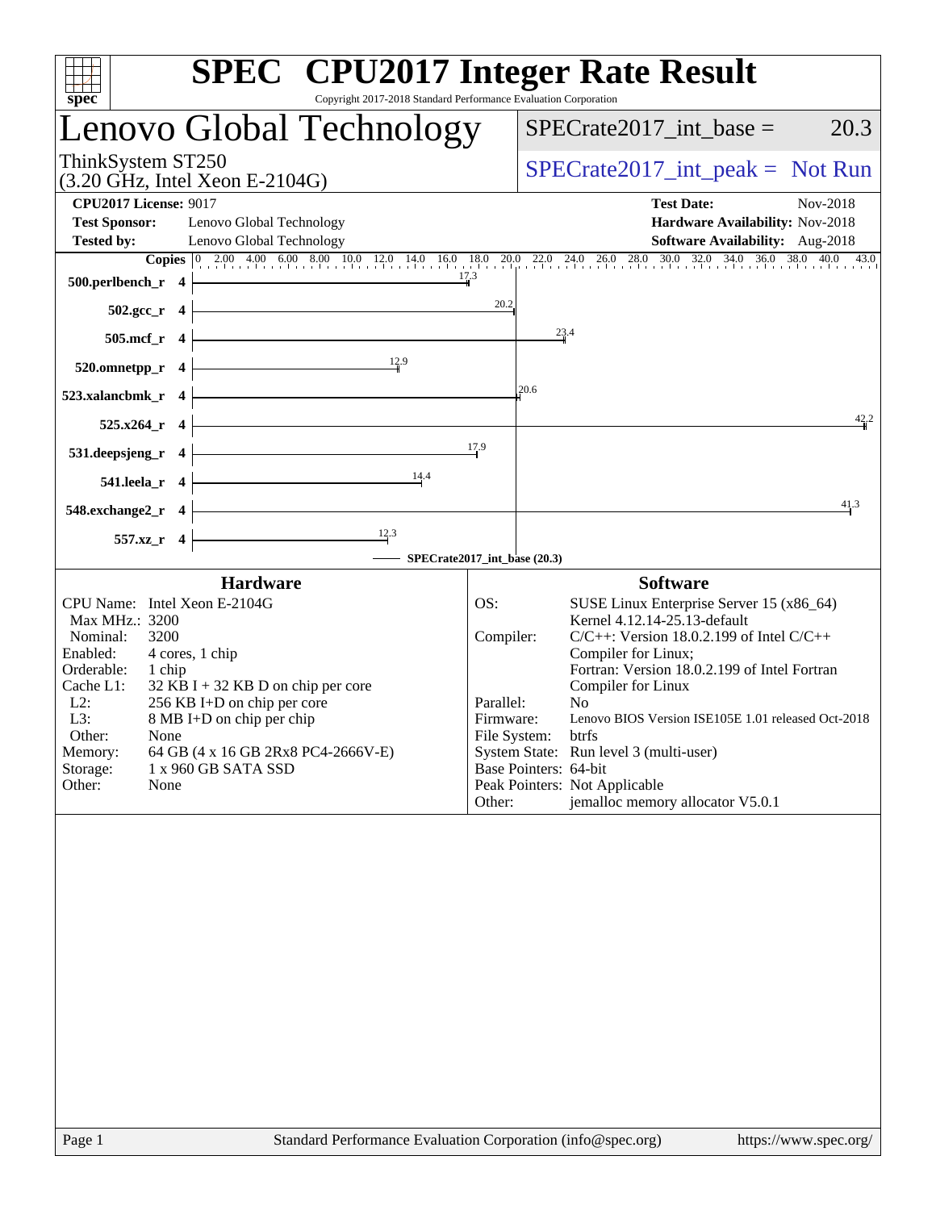# SPEC CPU2017 Integer Rate Result

Copyright 2017-2018 Standard Performance Evaluation Corporation

## Lenovo Global Technology

ThinkSystem ST250
(3.20 GHz, Intel Xeon E-2104G)

SPECrate2017_int_base = 20.3

SPECrate2017_int_peak = Not Run

**CPU2017 License:** 9017
**Test Sponsor:** Lenovo Global Technology
**Tested by:** Lenovo Global Technology

**Test Date:** Nov-2018
**Hardware Availability:** Nov-2018
**Software Availability:** Aug-2018

| Benchmark | Copies | Base Ratio |
|---|---|---|
| 500.perlbench_r | 4 | 17.3 |
| 502.gcc_r | 4 | 20.2 |
| 505.mcf_r | 4 | 23.4 |
| 520.omnetpp_r | 4 | 12.9 |
| 523.xalancbmk_r | 4 | 20.6 |
| 525.x264_r | 4 | 42.2 |
| 531.deepsjeng_r | 4 | 17.9 |
| 541.leela_r | 4 | 14.4 |
| 548.exchange2_r | 4 | 41.3 |
| 557.xz_r | 4 | 12.3 |

SPECrate2017_int_base (20.3)

### Hardware

| | |
|---|---|
| CPU Name: | Intel Xeon E-2104G |
| Max MHz.: | 3200 |
| Nominal: | 3200 |
| Enabled: | 4 cores, 1 chip |
| Orderable: | 1 chip |
| Cache L1: | 32 KB I + 32 KB D on chip per core |
| L2: | 256 KB I+D on chip per core |
| L3: | 8 MB I+D on chip per chip |
| Other: | None |
| Memory: | 64 GB (4 x 16 GB 2Rx8 PC4-2666V-E) |
| Storage: | 1 x 960 GB SATA SSD |
| Other: | None |

### Software

| | |
|---|---|
| OS: | SUSE Linux Enterprise Server 15 (x86_64) Kernel 4.12.14-25.13-default |
| Compiler: | C/C++: Version 18.0.2.199 of Intel C/C++ Compiler for Linux; Fortran: Version 18.0.2.199 of Intel Fortran Compiler for Linux |
| Parallel: | No |
| Firmware: | Lenovo BIOS Version ISE105E 1.01 released Oct-2018 |
| File System: | btrfs |
| System State: | Run level 3 (multi-user) |
| Base Pointers: | 64-bit |
| Peak Pointers: | Not Applicable |
| Other: | jemalloc memory allocator V5.0.1 |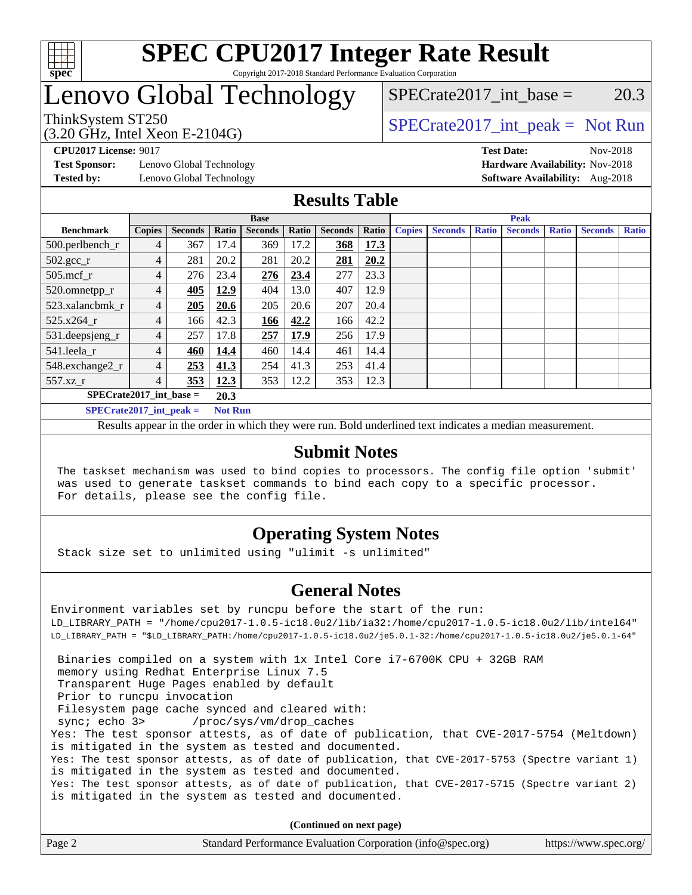# SPEC CPU2017 Integer Rate Result

Copyright 2017-2018 Standard Performance Evaluation Corporation

# Lenovo Global Technology

ThinkSystem ST250
(3.20 GHz, Intel Xeon E-2104G)

SPECrate2017_int_base = 20.3

SPECrate2017_int_peak = Not Run

**CPU2017 License:** 9017
**Test Sponsor:** Lenovo Global Technology
**Tested by:** Lenovo Global Technology

**Test Date:** Nov-2018
**Hardware Availability:** Nov-2018
**Software Availability:** Aug-2018

## Results Table

| Benchmark | Base | | | | | | | Peak | | | | | | |
|---|---|---|---|---|---|---|---|---|---|---|---|---|---|---|
| | Copies | Seconds | Ratio | Seconds | Ratio | Seconds | Ratio | Copies | Seconds | Ratio | Seconds | Ratio | Seconds | Ratio |
| 500.perlbench_r | 4 | 367 | 17.4 | 369 | 17.2 | **368** | **17.3** | | | | | | | |
| 502.gcc_r | 4 | 281 | 20.2 | 281 | 20.2 | **281** | **20.2** | | | | | | | |
| 505.mcf_r | 4 | 276 | 23.4 | **276** | **23.4** | 277 | 23.3 | | | | | | | |
| 520.omnetpp_r | 4 | **405** | **12.9** | 404 | 13.0 | 407 | 12.9 | | | | | | | |
| 523.xalancbmk_r | 4 | **205** | **20.6** | 205 | 20.6 | 207 | 20.4 | | | | | | | |
| 525.x264_r | 4 | 166 | 42.3 | **166** | **42.2** | 166 | 42.2 | | | | | | | |
| 531.deepsjeng_r | 4 | 257 | 17.8 | **257** | **17.9** | 256 | 17.9 | | | | | | | |
| 541.leela_r | 4 | **460** | **14.4** | 460 | 14.4 | 461 | 14.4 | | | | | | | |
| 548.exchange2_r | 4 | **253** | **41.3** | 254 | 41.3 | 253 | 41.4 | | | | | | | |
| 557.xz_r | 4 | **353** | **12.3** | 353 | 12.2 | 353 | 12.3 | | | | | | | |

**SPECrate2017_int_base = 20.3**

**SPECrate2017_int_peak = Not Run**

Results appear in the order in which they were run. Bold underlined text indicates a median measurement.

## Submit Notes

```
The taskset mechanism was used to bind copies to processors. The config file option 'submit'
was used to generate taskset commands to bind each copy to a specific processor.
For details, please see the config file.
```

## Operating System Notes

```
Stack size set to unlimited using "ulimit -s unlimited"
```

## General Notes

```
Environment variables set by runcpu before the start of the run:
LD_LIBRARY_PATH = "/home/cpu2017-1.0.5-ic18.0u2/lib/ia32:/home/cpu2017-1.0.5-ic18.0u2/lib/intel64"
LD_LIBRARY_PATH = "$LD_LIBRARY_PATH:/home/cpu2017-1.0.5-ic18.0u2/je5.0.1-32:/home/cpu2017-1.0.5-ic18.0u2/je5.0.1-64"

 Binaries compiled on a system with 1x Intel Core i7-6700K CPU + 32GB RAM
 memory using Redhat Enterprise Linux 7.5
 Transparent Huge Pages enabled by default
 Prior to runcpu invocation
 Filesystem page cache synced and cleared with:
 sync; echo 3>       /proc/sys/vm/drop_caches
Yes: The test sponsor attests, as of date of publication, that CVE-2017-5754 (Meltdown)
is mitigated in the system as tested and documented.
Yes: The test sponsor attests, as of date of publication, that CVE-2017-5753 (Spectre variant 1)
is mitigated in the system as tested and documented.
Yes: The test sponsor attests, as of date of publication, that CVE-2017-5715 (Spectre variant 2)
is mitigated in the system as tested and documented.
```

**(Continued on next page)**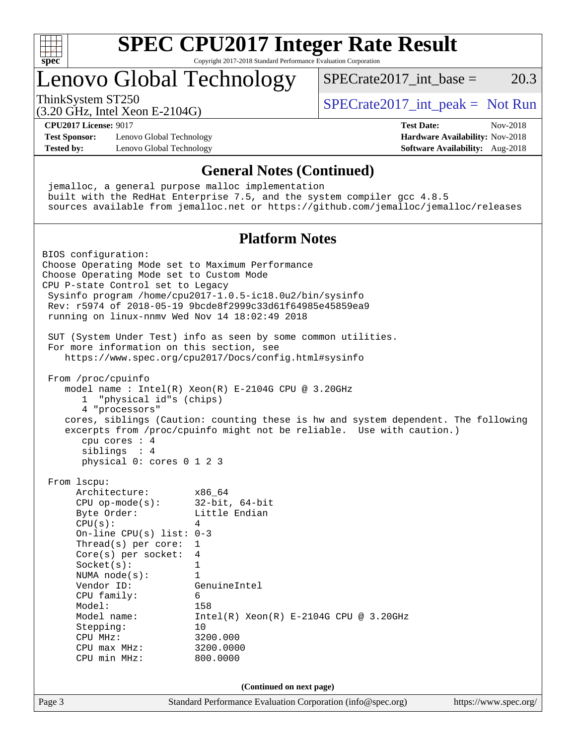# SPEC CPU2017 Integer Rate Result

Copyright 2017-2018 Standard Performance Evaluation Corporation

## Lenovo Global Technology

ThinkSystem ST250
(3.20 GHz, Intel Xeon E-2104G)

SPECrate2017_int_base = 20.3

SPECrate2017_int_peak = Not Run

**CPU2017 License:** 9017
**Test Sponsor:** Lenovo Global Technology
**Tested by:** Lenovo Global Technology

**Test Date:** Nov-2018
**Hardware Availability:** Nov-2018
**Software Availability:** Aug-2018

### General Notes (Continued)

```
jemalloc, a general purpose malloc implementation
built with the RedHat Enterprise 7.5, and the system compiler gcc 4.8.5
sources available from jemalloc.net or https://github.com/jemalloc/jemalloc/releases
```

### Platform Notes

```
BIOS configuration:
Choose Operating Mode set to Maximum Performance
Choose Operating Mode set to Custom Mode
CPU P-state Control set to Legacy
 Sysinfo program /home/cpu2017-1.0.5-ic18.0u2/bin/sysinfo
 Rev: r5974 of 2018-05-19 9bcde8f2999c33d61f64985e45859ea9
 running on linux-nnmv Wed Nov 14 18:02:49 2018

 SUT (System Under Test) info as seen by some common utilities.
 For more information on this section, see
    https://www.spec.org/cpu2017/Docs/config.html#sysinfo

 From /proc/cpuinfo
    model name : Intel(R) Xeon(R) E-2104G CPU @ 3.20GHz
       1  "physical id"s (chips)
       4 "processors"
    cores, siblings (Caution: counting these is hw and system dependent. The following
    excerpts from /proc/cpuinfo might not be reliable.  Use with caution.)
       cpu cores : 4
       siblings  : 4
       physical 0: cores 0 1 2 3

 From lscpu:
      Architecture:        x86_64
      CPU op-mode(s):      32-bit, 64-bit
      Byte Order:          Little Endian
      CPU(s):              4
      On-line CPU(s) list: 0-3
      Thread(s) per core:  1
      Core(s) per socket:  4
      Socket(s):           1
      NUMA node(s):        1
      Vendor ID:           GenuineIntel
      CPU family:          6
      Model:               158
      Model name:          Intel(R) Xeon(R) E-2104G CPU @ 3.20GHz
      Stepping:            10
      CPU MHz:             3200.000
      CPU max MHz:         3200.0000
      CPU min MHz:         800.0000
```

(Continued on next page)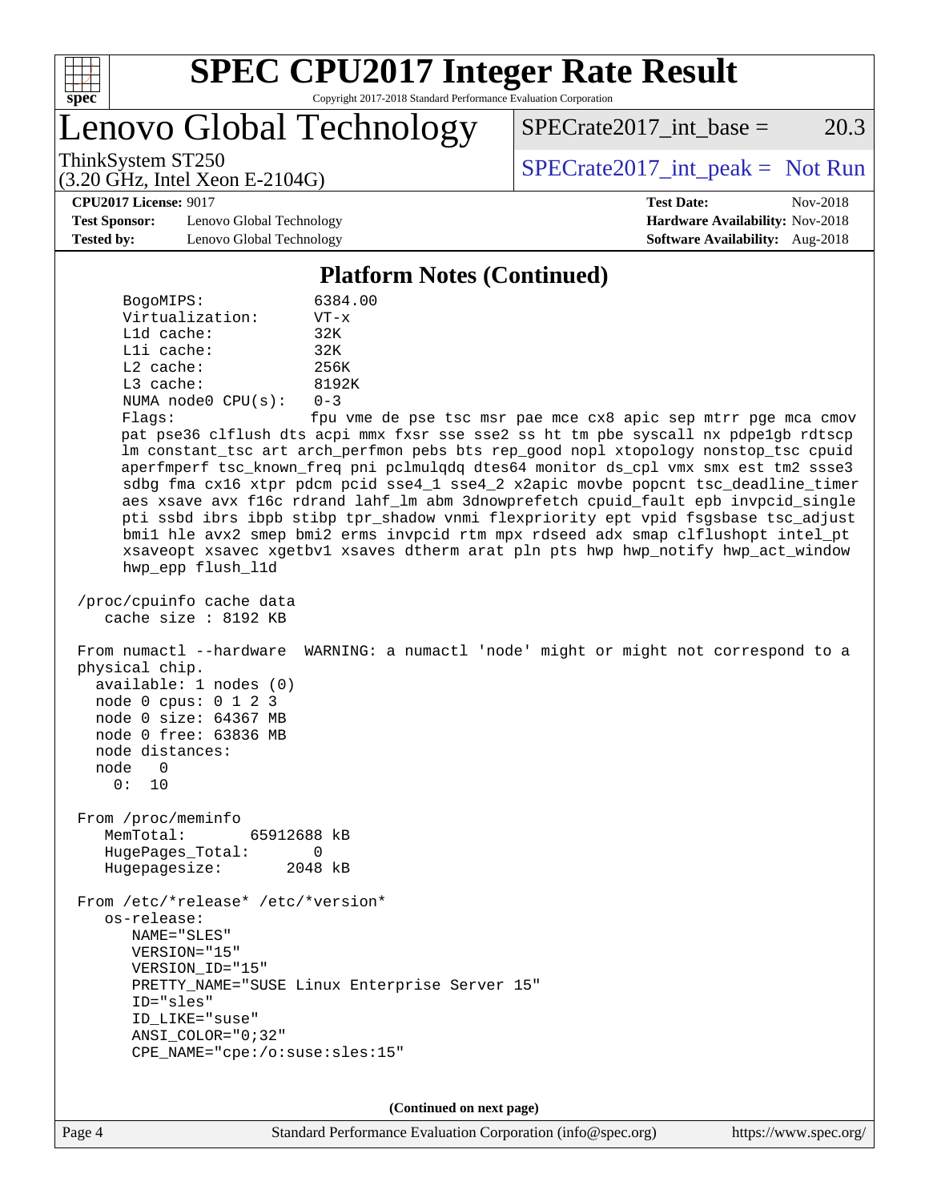## Platform Notes (Continued)

```
      BogoMIPS:              6384.00
      Virtualization:        VT-x
      L1d cache:             32K
      L1i cache:             32K
      L2 cache:              256K
      L3 cache:              8192K
      NUMA node0 CPU(s):     0-3
      Flags:                 fpu vme de pse tsc msr pae mce cx8 apic sep mtrr pge mca cmov
      pat pse36 clflush dts acpi mmx fxsr sse sse2 ss ht tm pbe syscall nx pdpe1gb rdtscp
      lm constant_tsc art arch_perfmon pebs bts rep_good nopl xtopology nonstop_tsc cpuid
      aperfmperf tsc_known_freq pni pclmulqdq dtes64 monitor ds_cpl vmx smx est tm2 ssse3
      sdbg fma cx16 xtpr pdcm pcid sse4_1 sse4_2 x2apic movbe popcnt tsc_deadline_timer
      aes xsave avx f16c rdrand lahf_lm abm 3dnowprefetch cpuid_fault epb invpcid_single
      pti ssbd ibrs ibpb stibp tpr_shadow vnmi flexpriority ept vpid fsgsbase tsc_adjust
      bmi1 hle avx2 smep bmi2 erms invpcid rtm mpx rdseed adx smap clflushopt intel_pt
      xsaveopt xsavec xgetbv1 xsaves dtherm arat pln pts hwp hwp_notify hwp_act_window
      hwp_epp flush_l1d

  /proc/cpuinfo cache data
     cache size : 8192 KB

  From numactl --hardware  WARNING: a numactl 'node' might or might not correspond to a
  physical chip.
    available: 1 nodes (0)
    node 0 cpus: 0 1 2 3
    node 0 size: 64367 MB
    node 0 free: 63836 MB
    node distances:
    node   0
      0:  10

  From /proc/meminfo
     MemTotal:       65912688 kB
     HugePages_Total:       0
     Hugepagesize:       2048 kB

  From /etc/*release* /etc/*version*
     os-release:
        NAME="SLES"
        VERSION="15"
        VERSION_ID="15"
        PRETTY_NAME="SUSE Linux Enterprise Server 15"
        ID="sles"
        ID_LIKE="suse"
        ANSI_COLOR="0;32"
        CPE_NAME="cpe:/o:suse:sles:15"
```

**(Continued on next page)**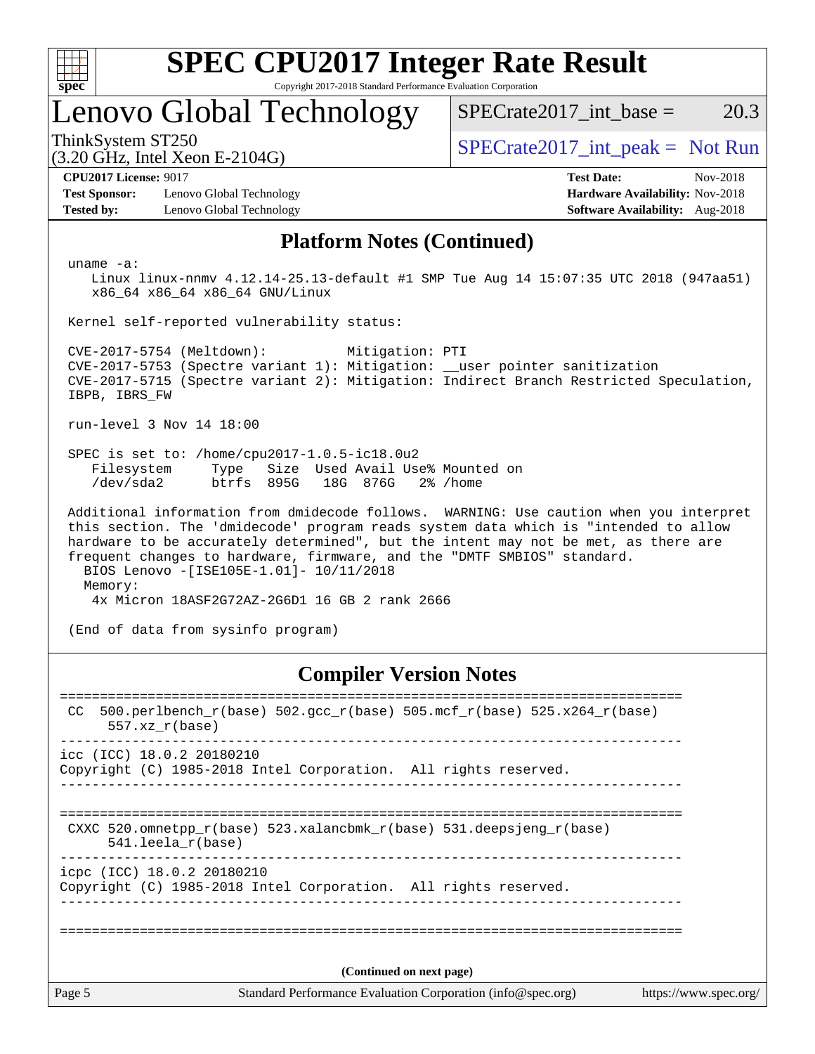# SPEC CPU2017 Integer Rate Result

Copyright 2017-2018 Standard Performance Evaluation Corporation

## Lenovo Global Technology

ThinkSystem ST250
(3.20 GHz, Intel Xeon E-2104G)

| | |
|---|---|
| SPECrate2017_int_base = | 20.3 |
| SPECrate2017_int_peak = | Not Run |

| | | | |
|---|---|---|---|
| **CPU2017 License:** | 9017 | **Test Date:** | Nov-2018 |
| **Test Sponsor:** | Lenovo Global Technology | **Hardware Availability:** | Nov-2018 |
| **Tested by:** | Lenovo Global Technology | **Software Availability:** | Aug-2018 |

## Platform Notes (Continued)

```
uname -a:
   Linux linux-nnmv 4.12.14-25.13-default #1 SMP Tue Aug 14 15:07:35 UTC 2018 (947aa51)
   x86_64 x86_64 x86_64 GNU/Linux

Kernel self-reported vulnerability status:

CVE-2017-5754 (Meltdown):          Mitigation: PTI
CVE-2017-5753 (Spectre variant 1): Mitigation: __user pointer sanitization
CVE-2017-5715 (Spectre variant 2): Mitigation: Indirect Branch Restricted Speculation,
IBPB, IBRS_FW

run-level 3 Nov 14 18:00

SPEC is set to: /home/cpu2017-1.0.5-ic18.0u2
   Filesystem     Type   Size  Used Avail Use% Mounted on
   /dev/sda2      btrfs  895G   18G  876G   2% /home

Additional information from dmidecode follows.  WARNING: Use caution when you interpret
this section. The 'dmidecode' program reads system data which is "intended to allow
hardware to be accurately determined", but the intent may not be met, as there are
frequent changes to hardware, firmware, and the "DMTF SMBIOS" standard.
  BIOS Lenovo -[ISE105E-1.01]- 10/11/2018
  Memory:
   4x Micron 18ASF2G72AZ-2G6D1 16 GB 2 rank 2666

(End of data from sysinfo program)
```

## Compiler Version Notes

```
==============================================================================
 CC  500.perlbench_r(base) 502.gcc_r(base) 505.mcf_r(base) 525.x264_r(base)
      557.xz_r(base)
------------------------------------------------------------------------------
icc (ICC) 18.0.2 20180210
Copyright (C) 1985-2018 Intel Corporation.  All rights reserved.
------------------------------------------------------------------------------

==============================================================================
 CXXC 520.omnetpp_r(base) 523.xalancbmk_r(base) 531.deepsjeng_r(base)
      541.leela_r(base)
------------------------------------------------------------------------------
icpc (ICC) 18.0.2 20180210
Copyright (C) 1985-2018 Intel Corporation.  All rights reserved.
------------------------------------------------------------------------------

==============================================================================
```

**(Continued on next page)**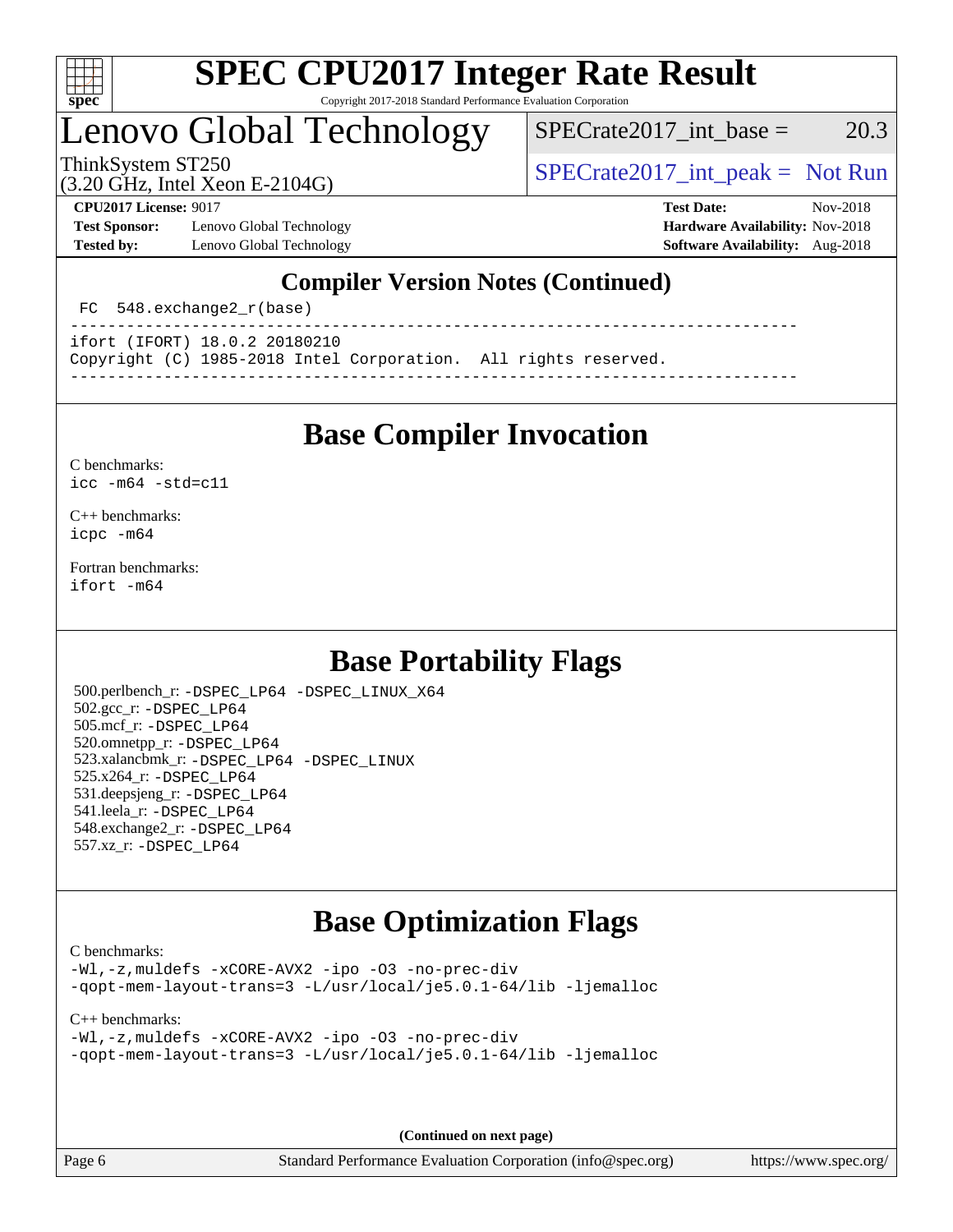## Compiler Version Notes (Continued)

```
 FC  548.exchange2_r(base)
------------------------------------------------------------------------------
ifort (IFORT) 18.0.2 20180210
Copyright (C) 1985-2018 Intel Corporation.  All rights reserved.
------------------------------------------------------------------------------
```

## Base Compiler Invocation

C benchmarks:
```
icc -m64 -std=c11
```

C++ benchmarks:
```
icpc -m64
```

Fortran benchmarks:
```
ifort -m64
```

## Base Portability Flags

500.perlbench_r: -DSPEC_LP64 -DSPEC_LINUX_X64
502.gcc_r: -DSPEC_LP64
505.mcf_r: -DSPEC_LP64
520.omnetpp_r: -DSPEC_LP64
523.xalancbmk_r: -DSPEC_LP64 -DSPEC_LINUX
525.x264_r: -DSPEC_LP64
531.deepsjeng_r: -DSPEC_LP64
541.leela_r: -DSPEC_LP64
548.exchange2_r: -DSPEC_LP64
557.xz_r: -DSPEC_LP64

## Base Optimization Flags

C benchmarks:
```
-Wl,-z,muldefs -xCORE-AVX2 -ipo -O3 -no-prec-div
-qopt-mem-layout-trans=3 -L/usr/local/je5.0.1-64/lib -ljemalloc
```

C++ benchmarks:
```
-Wl,-z,muldefs -xCORE-AVX2 -ipo -O3 -no-prec-div
-qopt-mem-layout-trans=3 -L/usr/local/je5.0.1-64/lib -ljemalloc
```

(Continued on next page)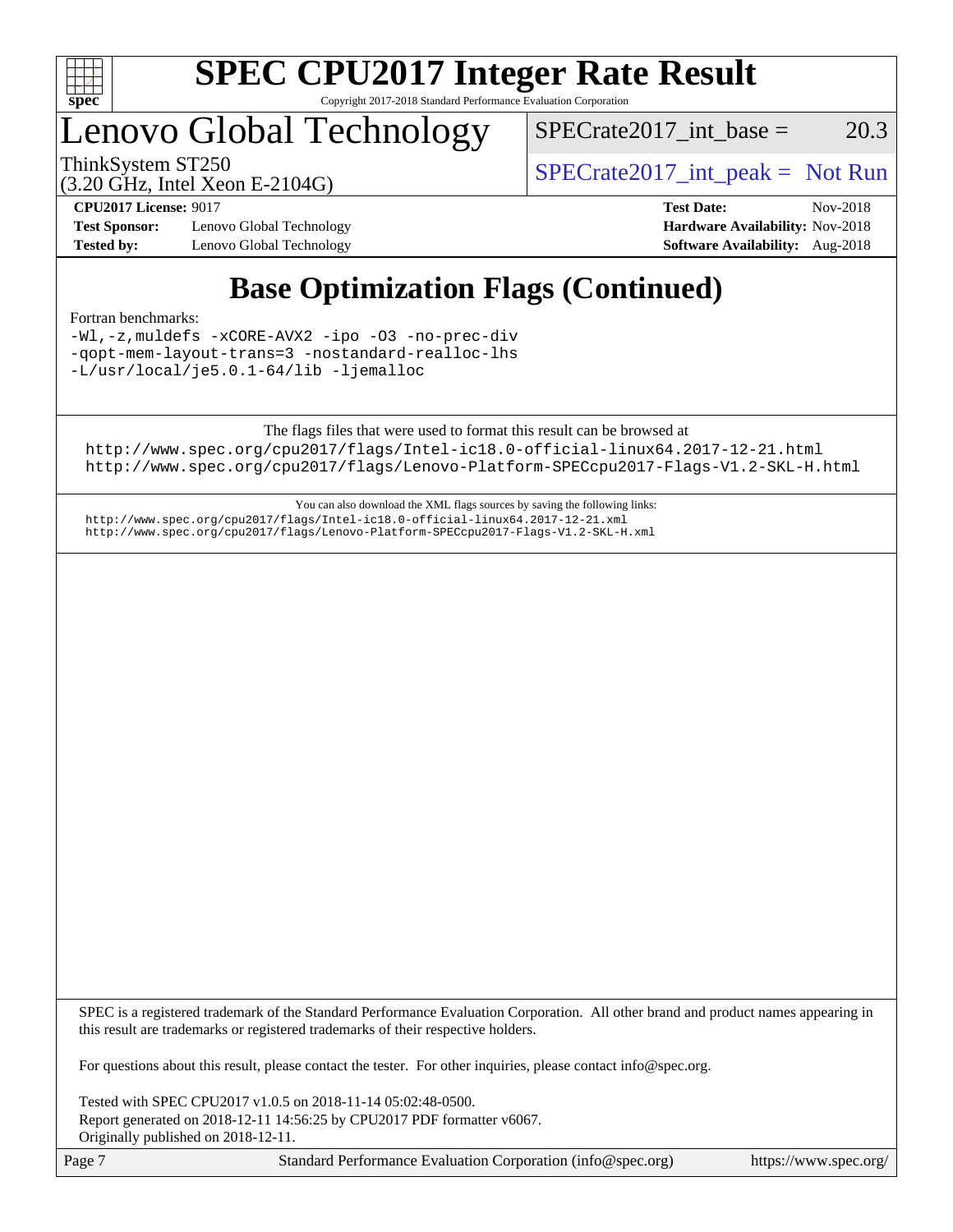# Lenovo Global Technology

ThinkSystem ST250
(3.20 GHz, Intel Xeon E-2104G)

SPECrate2017_int_base = 20.3

SPECrate2017_int_peak = Not Run

**CPU2017 License:** 9017
**Test Sponsor:** Lenovo Global Technology
**Tested by:** Lenovo Global Technology

**Test Date:** Nov-2018
**Hardware Availability:** Nov-2018
**Software Availability:** Aug-2018

## Base Optimization Flags (Continued)

Fortran benchmarks:

```
-Wl,-z,muldefs -xCORE-AVX2 -ipo -O3 -no-prec-div
-qopt-mem-layout-trans=3 -nostandard-realloc-lhs
-L/usr/local/je5.0.1-64/lib -ljemalloc
```

The flags files that were used to format this result can be browsed at

http://www.spec.org/cpu2017/flags/Intel-ic18.0-official-linux64.2017-12-21.html
http://www.spec.org/cpu2017/flags/Lenovo-Platform-SPECcpu2017-Flags-V1.2-SKL-H.html

You can also download the XML flags sources by saving the following links:

http://www.spec.org/cpu2017/flags/Intel-ic18.0-official-linux64.2017-12-21.xml
http://www.spec.org/cpu2017/flags/Lenovo-Platform-SPECcpu2017-Flags-V1.2-SKL-H.xml

SPEC is a registered trademark of the Standard Performance Evaluation Corporation. All other brand and product names appearing in this result are trademarks or registered trademarks of their respective holders.

For questions about this result, please contact the tester. For other inquiries, please contact info@spec.org.

Tested with SPEC CPU2017 v1.0.5 on 2018-11-14 05:02:48-0500.
Report generated on 2018-12-11 14:56:25 by CPU2017 PDF formatter v6067.
Originally published on 2018-12-11.